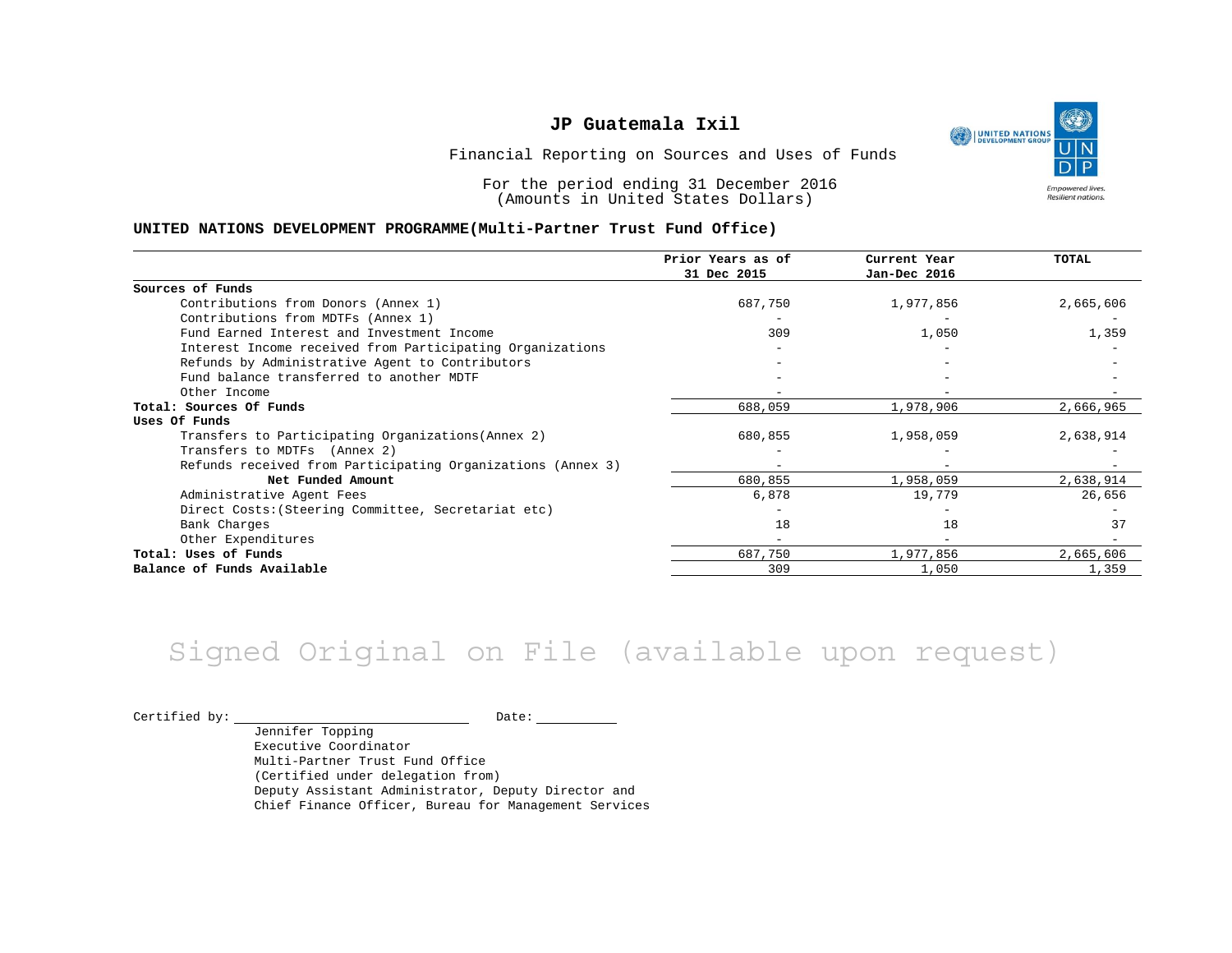# JP Guatemala Ixil

Financial Reporting on Sources and Uses of Funds

For the period ending 31 December 2016
(Amounts in United States Dollars)

**UNITED NATIONS DEVELOPMENT PROGRAMME(Multi-Partner Trust Fund Office)**

| | Prior Years as of 31 Dec 2015 | Current Year Jan-Dec 2016 | TOTAL |
|---|---|---|---|
| **Sources of Funds** | | | |
| Contributions from Donors (Annex 1) | 687,750 | 1,977,856 | 2,665,606 |
| Contributions from MDTFs (Annex 1) | - | - | - |
| Fund Earned Interest and Investment Income | 309 | 1,050 | 1,359 |
| Interest Income received from Participating Organizations | - | - | - |
| Refunds by Administrative Agent to Contributors | - | - | - |
| Fund balance transferred to another MDTF | - | - | - |
| Other Income | - | - | - |
| **Total: Sources Of Funds** | 688,059 | 1,978,906 | 2,666,965 |
| **Uses Of Funds** | | | |
| Transfers to Participating Organizations(Annex 2) | 680,855 | 1,958,059 | 2,638,914 |
| Transfers to MDTFs (Annex 2) | - | - | - |
| Refunds received from Participating Organizations (Annex 3) | - | - | - |
| **Net Funded Amount** | 680,855 | 1,958,059 | 2,638,914 |
| Administrative Agent Fees | 6,878 | 19,779 | 26,656 |
| Direct Costs:(Steering Committee, Secretariat etc) | - | - | - |
| Bank Charges | 18 | 18 | 37 |
| Other Expenditures | - | - | - |
| **Total: Uses of Funds** | 687,750 | 1,977,856 | 2,665,606 |
| **Balance of Funds Available** | 309 | 1,050 | 1,359 |

Signed Original on File (available upon request)

Certified by: \_\_\_\_\_\_\_\_\_\_\_\_\_\_\_\_\_\_\_\_ Date: \_\_\_\_\_\_\_\_

Jennifer Topping
Executive Coordinator
Multi-Partner Trust Fund Office
(Certified under delegation from)
Deputy Assistant Administrator, Deputy Director and
Chief Finance Officer, Bureau for Management Services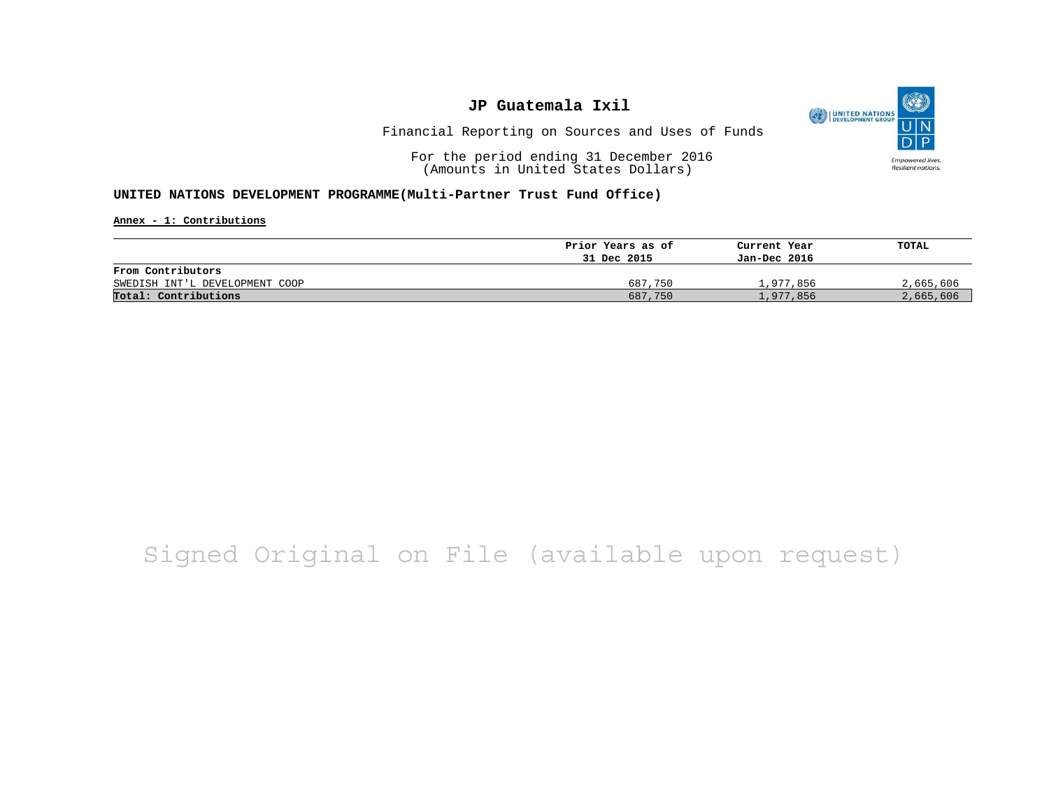# JP Guatemala Ixil

Financial Reporting on Sources and Uses of Funds

For the period ending 31 December 2016
(Amounts in United States Dollars)

**UNITED NATIONS DEVELOPMENT PROGRAMME(Multi-Partner Trust Fund Office)**

**Annex - 1: Contributions**

| | Prior Years as of 31 Dec 2015 | Current Year Jan-Dec 2016 | TOTAL |
|---|---|---|---|
| **From Contributors** | | | |
| SWEDISH INT'L DEVELOPMENT COOP | 687,750 | 1,977,856 | 2,665,606 |
| **Total: Contributions** | 687,750 | 1,977,856 | 2,665,606 |

Signed Original on File (available upon request)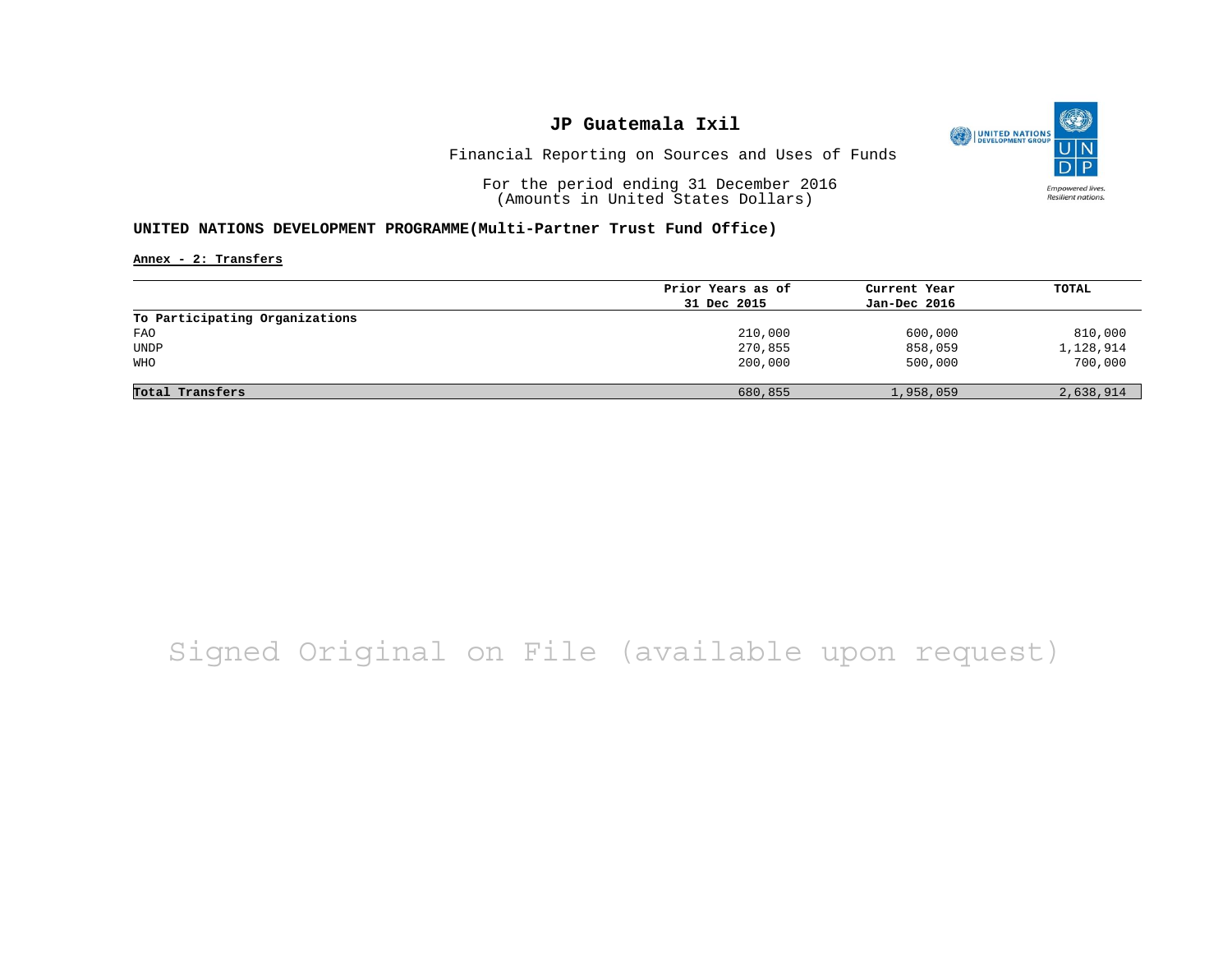# JP Guatemala Ixil

Financial Reporting on Sources and Uses of Funds

For the period ending 31 December 2016
(Amounts in United States Dollars)

### UNITED NATIONS DEVELOPMENT PROGRAMME(Multi-Partner Trust Fund Office)

**Annex - 2: Transfers**

| | Prior Years as of 31 Dec 2015 | Current Year Jan-Dec 2016 | TOTAL |
|---|---|---|---|
| **To Participating Organizations** | | | |
| FAO | 210,000 | 600,000 | 810,000 |
| UNDP | 270,855 | 858,059 | 1,128,914 |
| WHO | 200,000 | 500,000 | 700,000 |
| **Total Transfers** | 680,855 | 1,958,059 | 2,638,914 |

Signed Original on File (available upon request)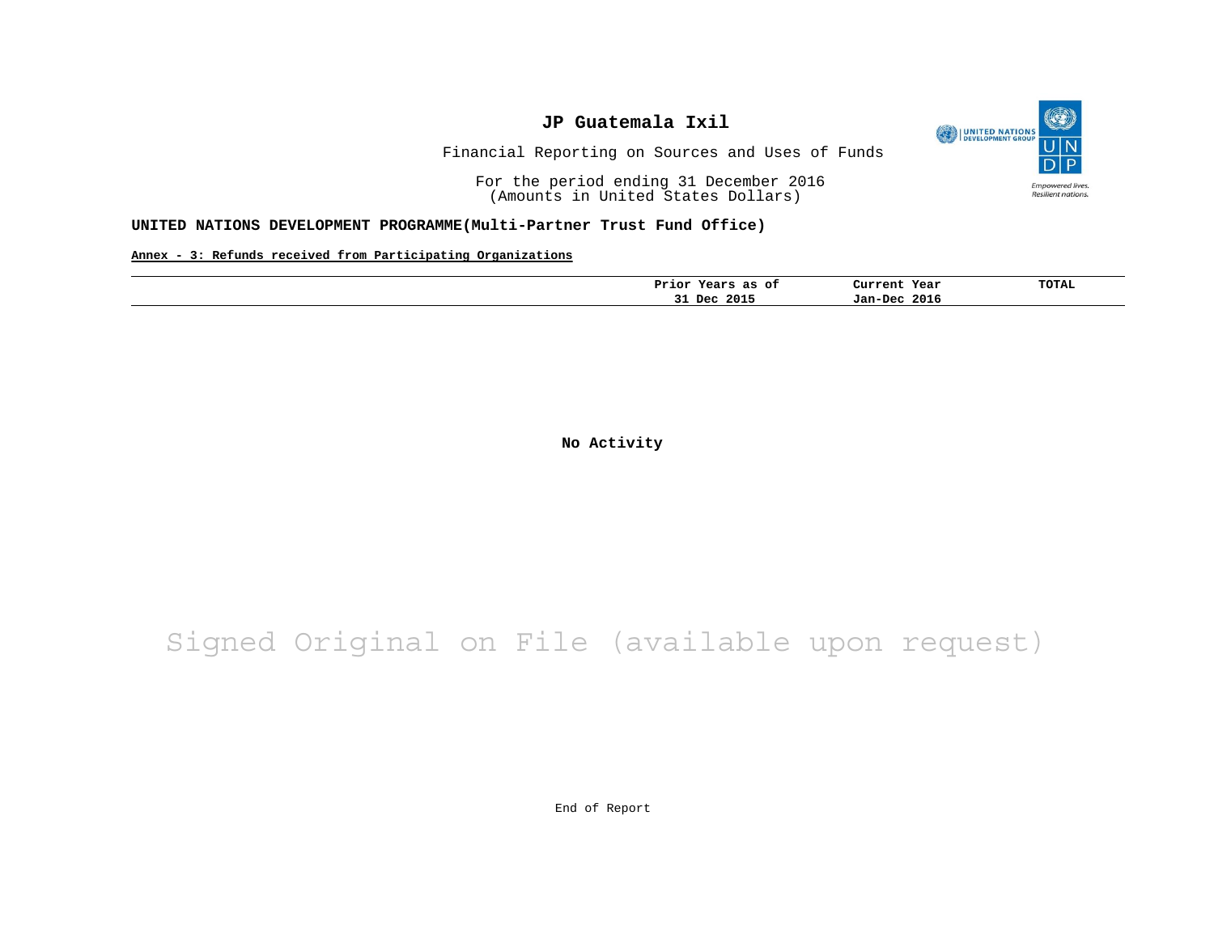# JP Guatemala Ixil

Financial Reporting on Sources and Uses of Funds

For the period ending 31 December 2016
(Amounts in United States Dollars)

**UNITED NATIONS DEVELOPMENT PROGRAMME(Multi-Partner Trust Fund Office)**

**Annex - 3: Refunds received from Participating Organizations**

| | Prior Years as of 31 Dec 2015 | Current Year Jan-Dec 2016 | TOTAL |
|---|---|---|---|

**No Activity**

Signed Original on File (available upon request)

End of Report